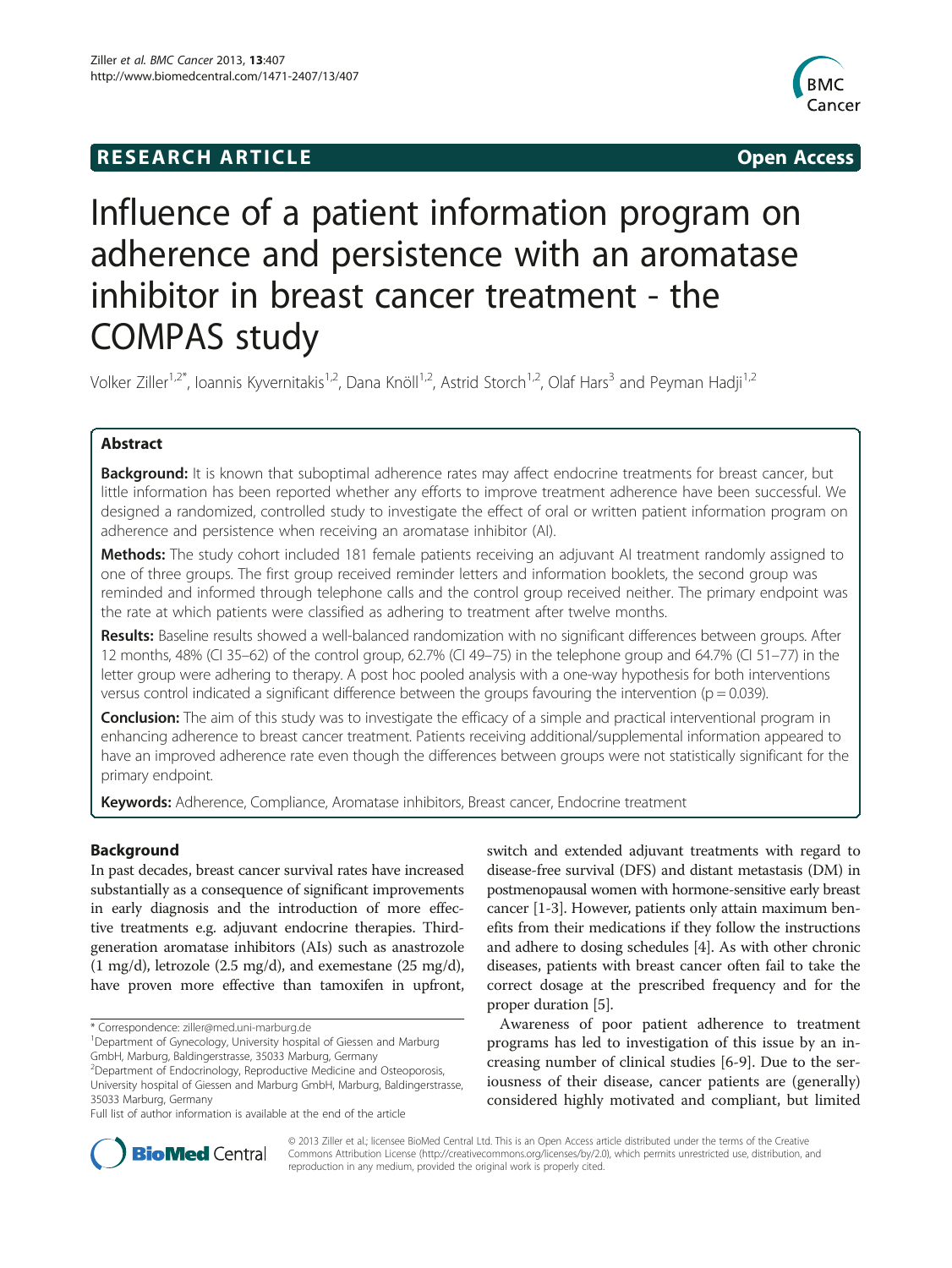**RESEARCH ARTICLE** **Open Access**

# Influence of a patient information program on adherence and persistence with an aromatase inhibitor in breast cancer treatment - the COMPAS study

Volker Ziller[1,2*], Ioannis Kyvernitakis[1,2], Dana Knöll[1,2], Astrid Storch[1,2], Olaf Hars[3] and Peyman Hadji[1,2]

## Abstract

**Background:** It is known that suboptimal adherence rates may affect endocrine treatments for breast cancer, but little information has been reported whether any efforts to improve treatment adherence have been successful. We designed a randomized, controlled study to investigate the effect of oral or written patient information program on adherence and persistence when receiving an aromatase inhibitor (AI).

**Methods:** The study cohort included 181 female patients receiving an adjuvant AI treatment randomly assigned to one of three groups. The first group received reminder letters and information booklets, the second group was reminded and informed through telephone calls and the control group received neither. The primary endpoint was the rate at which patients were classified as adhering to treatment after twelve months.

**Results:** Baseline results showed a well-balanced randomization with no significant differences between groups. After 12 months, 48% (CI 35–62) of the control group, 62.7% (CI 49–75) in the telephone group and 64.7% (CI 51–77) in the letter group were adhering to therapy. A post hoc pooled analysis with a one-way hypothesis for both interventions versus control indicated a significant difference between the groups favouring the intervention ($p = 0.039$).

**Conclusion:** The aim of this study was to investigate the efficacy of a simple and practical interventional program in enhancing adherence to breast cancer treatment. Patients receiving additional/supplemental information appeared to have an improved adherence rate even though the differences between groups were not statistically significant for the primary endpoint.

**Keywords:** Adherence, Compliance, Aromatase inhibitors, Breast cancer, Endocrine treatment

## Background

In past decades, breast cancer survival rates have increased substantially as a consequence of significant improvements in early diagnosis and the introduction of more effective treatments e.g. adjuvant endocrine therapies. Third-generation aromatase inhibitors (AIs) such as anastrozole (1 mg/d), letrozole (2.5 mg/d), and exemestane (25 mg/d), have proven more effective than tamoxifen in upfront, switch and extended adjuvant treatments with regard to disease-free survival (DFS) and distant metastasis (DM) in postmenopausal women with hormone-sensitive early breast cancer [1-3]. However, patients only attain maximum benefits from their medications if they follow the instructions and adhere to dosing schedules [4]. As with other chronic diseases, patients with breast cancer often fail to take the correct dosage at the prescribed frequency and for the proper duration [5].

Awareness of poor patient adherence to treatment programs has led to investigation of this issue by an increasing number of clinical studies [6-9]. Due to the seriousness of their disease, cancer patients are (generally) considered highly motivated and compliant, but limited

\* Correspondence: ziller@med.uni-marburg.de
[1]Department of Gynecology, University hospital of Giessen and Marburg GmbH, Marburg, Baldingerstrasse, 35033 Marburg, Germany
[2]Department of Endocrinology, Reproductive Medicine and Osteoporosis, University hospital of Giessen and Marburg GmbH, Marburg, Baldingerstrasse, 35033 Marburg, Germany
Full list of author information is available at the end of the article

© 2013 Ziller et al.; licensee BioMed Central Ltd. This is an Open Access article distributed under the terms of the Creative Commons Attribution License (http://creativecommons.org/licenses/by/2.0), which permits unrestricted use, distribution, and reproduction in any medium, provided the original work is properly cited.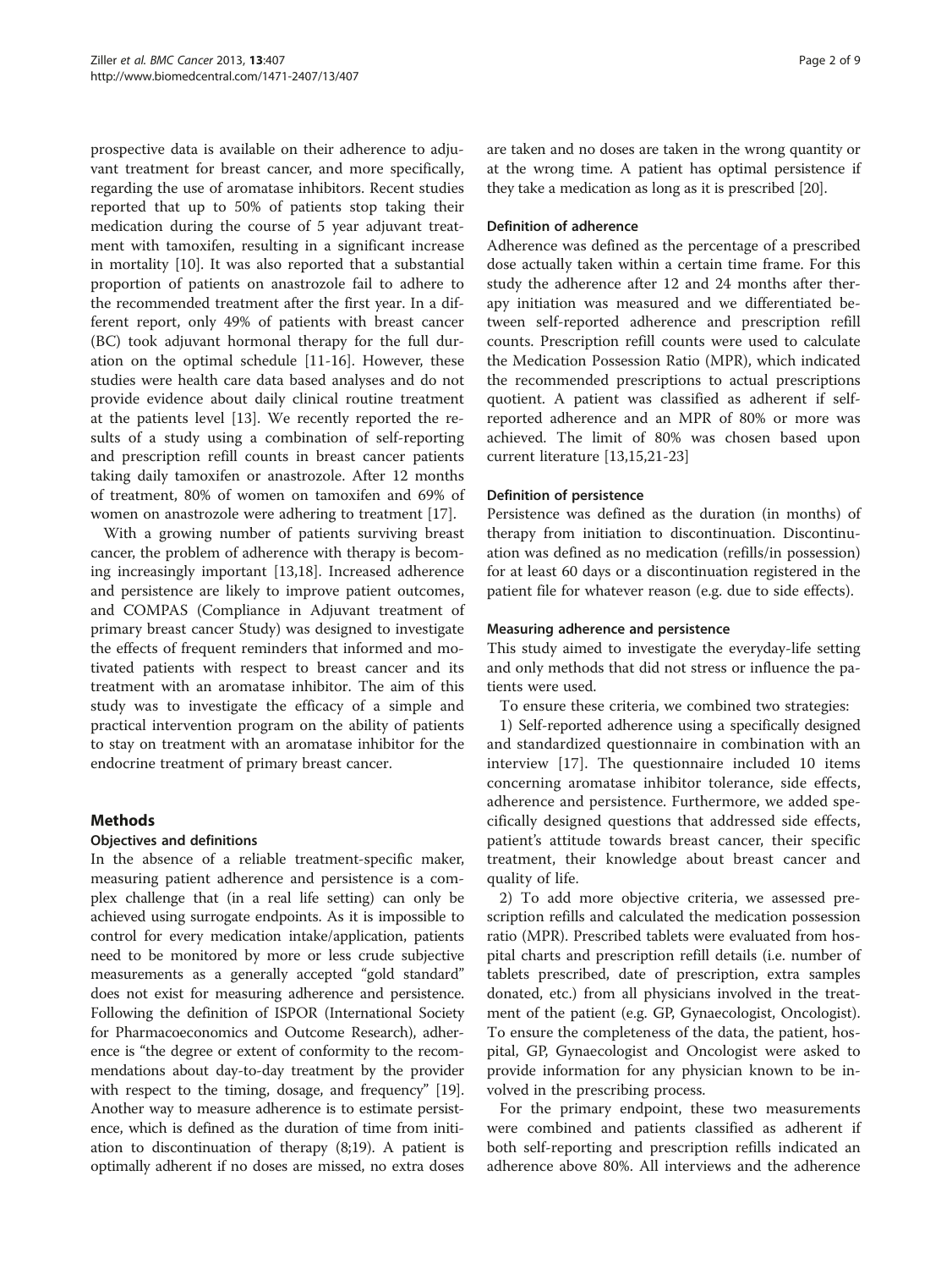prospective data is available on their adherence to adjuvant treatment for breast cancer, and more specifically, regarding the use of aromatase inhibitors. Recent studies reported that up to 50% of patients stop taking their medication during the course of 5 year adjuvant treatment with tamoxifen, resulting in a significant increase in mortality [10]. It was also reported that a substantial proportion of patients on anastrozole fail to adhere to the recommended treatment after the first year. In a different report, only 49% of patients with breast cancer (BC) took adjuvant hormonal therapy for the full duration on the optimal schedule [11-16]. However, these studies were health care data based analyses and do not provide evidence about daily clinical routine treatment at the patients level [13]. We recently reported the results of a study using a combination of self-reporting and prescription refill counts in breast cancer patients taking daily tamoxifen or anastrozole. After 12 months of treatment, 80% of women on tamoxifen and 69% of women on anastrozole were adhering to treatment [17].

With a growing number of patients surviving breast cancer, the problem of adherence with therapy is becoming increasingly important [13,18]. Increased adherence and persistence are likely to improve patient outcomes, and COMPAS (Compliance in Adjuvant treatment of primary breast cancer Study) was designed to investigate the effects of frequent reminders that informed and motivated patients with respect to breast cancer and its treatment with an aromatase inhibitor. The aim of this study was to investigate the efficacy of a simple and practical intervention program on the ability of patients to stay on treatment with an aromatase inhibitor for the endocrine treatment of primary breast cancer.

## Methods

### Objectives and definitions

In the absence of a reliable treatment-specific maker, measuring patient adherence and persistence is a complex challenge that (in a real life setting) can only be achieved using surrogate endpoints. As it is impossible to control for every medication intake/application, patients need to be monitored by more or less crude subjective measurements as a generally accepted "gold standard" does not exist for measuring adherence and persistence. Following the definition of ISPOR (International Society for Pharmacoeconomics and Outcome Research), adherence is "the degree or extent of conformity to the recommendations about day-to-day treatment by the provider with respect to the timing, dosage, and frequency" [19]. Another way to measure adherence is to estimate persistence, which is defined as the duration of time from initiation to discontinuation of therapy (8;19). A patient is optimally adherent if no doses are missed, no extra doses are taken and no doses are taken in the wrong quantity or at the wrong time. A patient has optimal persistence if they take a medication as long as it is prescribed [20].

### Definition of adherence

Adherence was defined as the percentage of a prescribed dose actually taken within a certain time frame. For this study the adherence after 12 and 24 months after therapy initiation was measured and we differentiated between self-reported adherence and prescription refill counts. Prescription refill counts were used to calculate the Medication Possession Ratio (MPR), which indicated the recommended prescriptions to actual prescriptions quotient. A patient was classified as adherent if self-reported adherence and an MPR of 80% or more was achieved. The limit of 80% was chosen based upon current literature [13,15,21-23]

### Definition of persistence

Persistence was defined as the duration (in months) of therapy from initiation to discontinuation. Discontinuation was defined as no medication (refills/in possession) for at least 60 days or a discontinuation registered in the patient file for whatever reason (e.g. due to side effects).

### Measuring adherence and persistence

This study aimed to investigate the everyday-life setting and only methods that did not stress or influence the patients were used.

To ensure these criteria, we combined two strategies:

1) Self-reported adherence using a specifically designed and standardized questionnaire in combination with an interview [17]. The questionnaire included 10 items concerning aromatase inhibitor tolerance, side effects, adherence and persistence. Furthermore, we added specifically designed questions that addressed side effects, patient's attitude towards breast cancer, their specific treatment, their knowledge about breast cancer and quality of life.

2) To add more objective criteria, we assessed prescription refills and calculated the medication possession ratio (MPR). Prescribed tablets were evaluated from hospital charts and prescription refill details (i.e. number of tablets prescribed, date of prescription, extra samples donated, etc.) from all physicians involved in the treatment of the patient (e.g. GP, Gynaecologist, Oncologist). To ensure the completeness of the data, the patient, hospital, GP, Gynaecologist and Oncologist were asked to provide information for any physician known to be involved in the prescribing process.

For the primary endpoint, these two measurements were combined and patients classified as adherent if both self-reporting and prescription refills indicated an adherence above 80%. All interviews and the adherence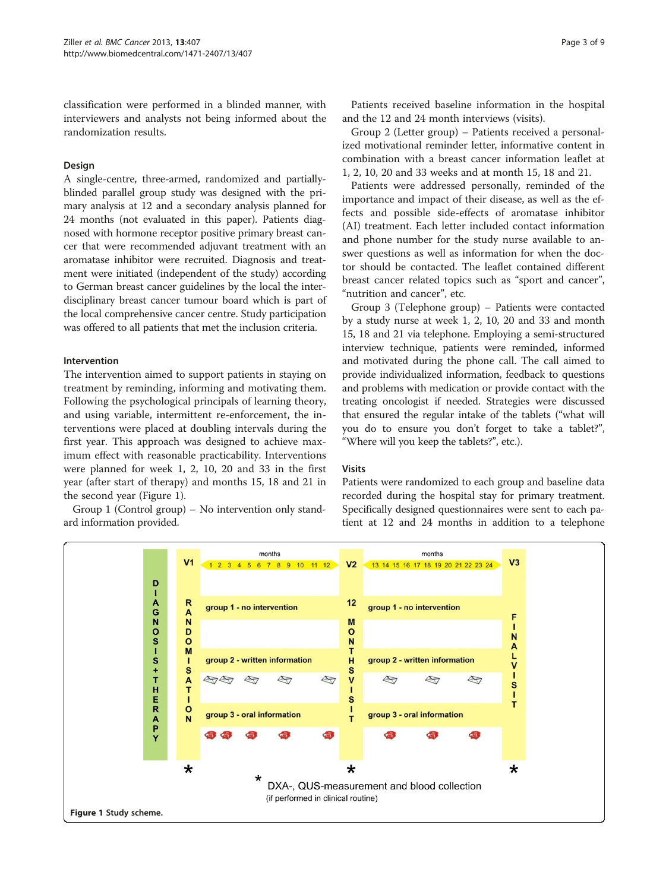classification were performed in a blinded manner, with interviewers and analysts not being informed about the randomization results.

### Design

A single-centre, three-armed, randomized and partially-blinded parallel group study was designed with the primary analysis at 12 and a secondary analysis planned for 24 months (not evaluated in this paper). Patients diagnosed with hormone receptor positive primary breast cancer that were recommended adjuvant treatment with an aromatase inhibitor were recruited. Diagnosis and treatment were initiated (independent of the study) according to German breast cancer guidelines by the local the interdisciplinary breast cancer tumour board which is part of the local comprehensive cancer centre. Study participation was offered to all patients that met the inclusion criteria.

### Intervention

The intervention aimed to support patients in staying on treatment by reminding, informing and motivating them. Following the psychological principals of learning theory, and using variable, intermittent re-enforcement, the interventions were placed at doubling intervals during the first year. This approach was designed to achieve maximum effect with reasonable practicability. Interventions were planned for week 1, 2, 10, 20 and 33 in the first year (after start of therapy) and months 15, 18 and 21 in the second year (Figure 1).

Group 1 (Control group) – No intervention only standard information provided.

Patients received baseline information in the hospital and the 12 and 24 month interviews (visits).

Group 2 (Letter group) – Patients received a personalized motivational reminder letter, informative content in combination with a breast cancer information leaflet at 1, 2, 10, 20 and 33 weeks and at month 15, 18 and 21.

Patients were addressed personally, reminded of the importance and impact of their disease, as well as the effects and possible side-effects of aromatase inhibitor (AI) treatment. Each letter included contact information and phone number for the study nurse available to answer questions as well as information for when the doctor should be contacted. The leaflet contained different breast cancer related topics such as "sport and cancer", "nutrition and cancer", etc.

Group 3 (Telephone group) – Patients were contacted by a study nurse at week 1, 2, 10, 20 and 33 and month 15, 18 and 21 via telephone. Employing a semi-structured interview technique, patients were reminded, informed and motivated during the phone call. The call aimed to provide individualized information, feedback to questions and problems with medication or provide contact with the treating oncologist if needed. Strategies were discussed that ensured the regular intake of the tablets ("what will you do to ensure you don't forget to take a tablet?", "Where will you keep the tablets?", etc.).

### Visits

Patients were randomized to each group and baseline data recorded during the hospital stay for primary treatment. Specifically designed questionnaires were sent to each patient at 12 and 24 months in addition to a telephone

**Figure 1** Study scheme.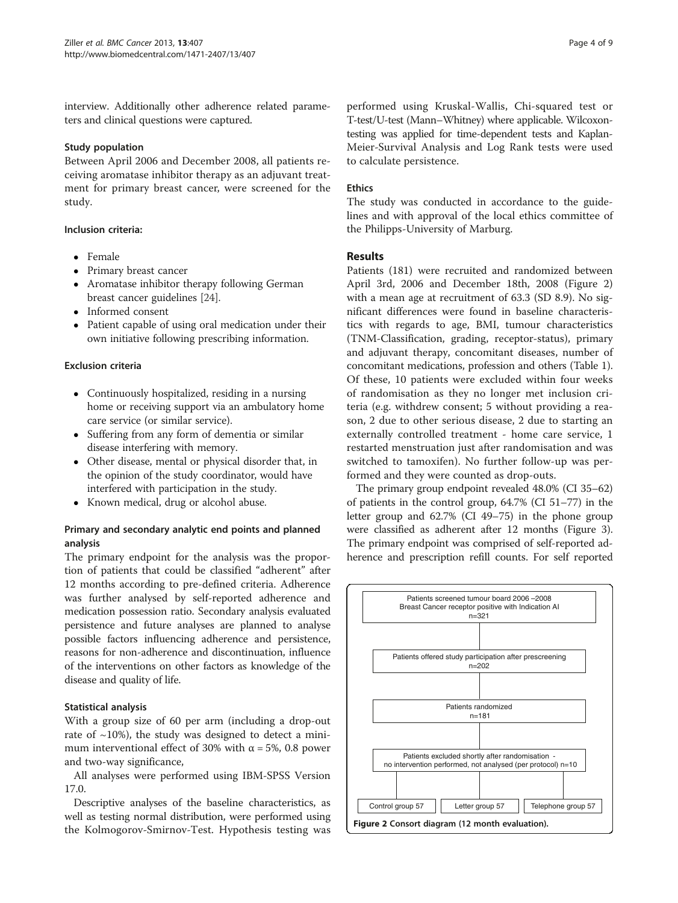interview. Additionally other adherence related parameters and clinical questions were captured.

### Study population

Between April 2006 and December 2008, all patients receiving aromatase inhibitor therapy as an adjuvant treatment for primary breast cancer, were screened for the study.

#### Inclusion criteria:

- Female
- Primary breast cancer
- Aromatase inhibitor therapy following German breast cancer guidelines [24].
- Informed consent
- Patient capable of using oral medication under their own initiative following prescribing information.

#### Exclusion criteria

- Continuously hospitalized, residing in a nursing home or receiving support via an ambulatory home care service (or similar service).
- Suffering from any form of dementia or similar disease interfering with memory.
- Other disease, mental or physical disorder that, in the opinion of the study coordinator, would have interfered with participation in the study.
- Known medical, drug or alcohol abuse.

### Primary and secondary analytic end points and planned analysis

The primary endpoint for the analysis was the proportion of patients that could be classified "adherent" after 12 months according to pre-defined criteria. Adherence was further analysed by self-reported adherence and medication possession ratio. Secondary analysis evaluated persistence and future analyses are planned to analyse possible factors influencing adherence and persistence, reasons for non-adherence and discontinuation, influence of the interventions on other factors as knowledge of the disease and quality of life.

### Statistical analysis

With a group size of 60 per arm (including a drop-out rate of ~10%), the study was designed to detect a minimum interventional effect of 30% with $\alpha = 5\%$, 0.8 power and two-way significance,

All analyses were performed using IBM-SPSS Version 17.0.

Descriptive analyses of the baseline characteristics, as well as testing normal distribution, were performed using the Kolmogorov-Smirnov-Test. Hypothesis testing was performed using Kruskal-Wallis, Chi-squared test or T-test/U-test (Mann–Whitney) where applicable. Wilcoxon-testing was applied for time-dependent tests and Kaplan-Meier-Survival Analysis and Log Rank tests were used to calculate persistence.

### Ethics

The study was conducted in accordance to the guidelines and with approval of the local ethics committee of the Philipps-University of Marburg.

## Results

Patients (181) were recruited and randomized between April 3rd, 2006 and December 18th, 2008 (Figure 2) with a mean age at recruitment of 63.3 (SD 8.9). No significant differences were found in baseline characteristics with regards to age, BMI, tumour characteristics (TNM-Classification, grading, receptor-status), primary and adjuvant therapy, concomitant diseases, number of concomitant medications, profession and others (Table 1). Of these, 10 patients were excluded within four weeks of randomisation as they no longer met inclusion criteria (e.g. withdrew consent; 5 without providing a reason, 2 due to other serious disease, 2 due to starting an externally controlled treatment - home care service, 1 restarted menstruation just after randomisation and was switched to tamoxifen). No further follow-up was performed and they were counted as drop-outs.

The primary group endpoint revealed 48.0% (CI 35–62) of patients in the control group, 64.7% (CI 51–77) in the letter group and 62.7% (CI 49–75) in the phone group were classified as adherent after 12 months (Figure 3). The primary endpoint was comprised of self-reported adherence and prescription refill counts. For self reported

Patients screened tumour board 2006 –2008
Breast Cancer receptor positive with Indication AI
n=321

Patients offered study participation after prescreening
n=202

Patients randomized
n=181

Patients excluded shortly after randomisation - no intervention performed, not analysed (per protocol) n=10

Control group 57 | Letter group 57 | Telephone group 57

**Figure 2** Consort diagram (12 month evaluation).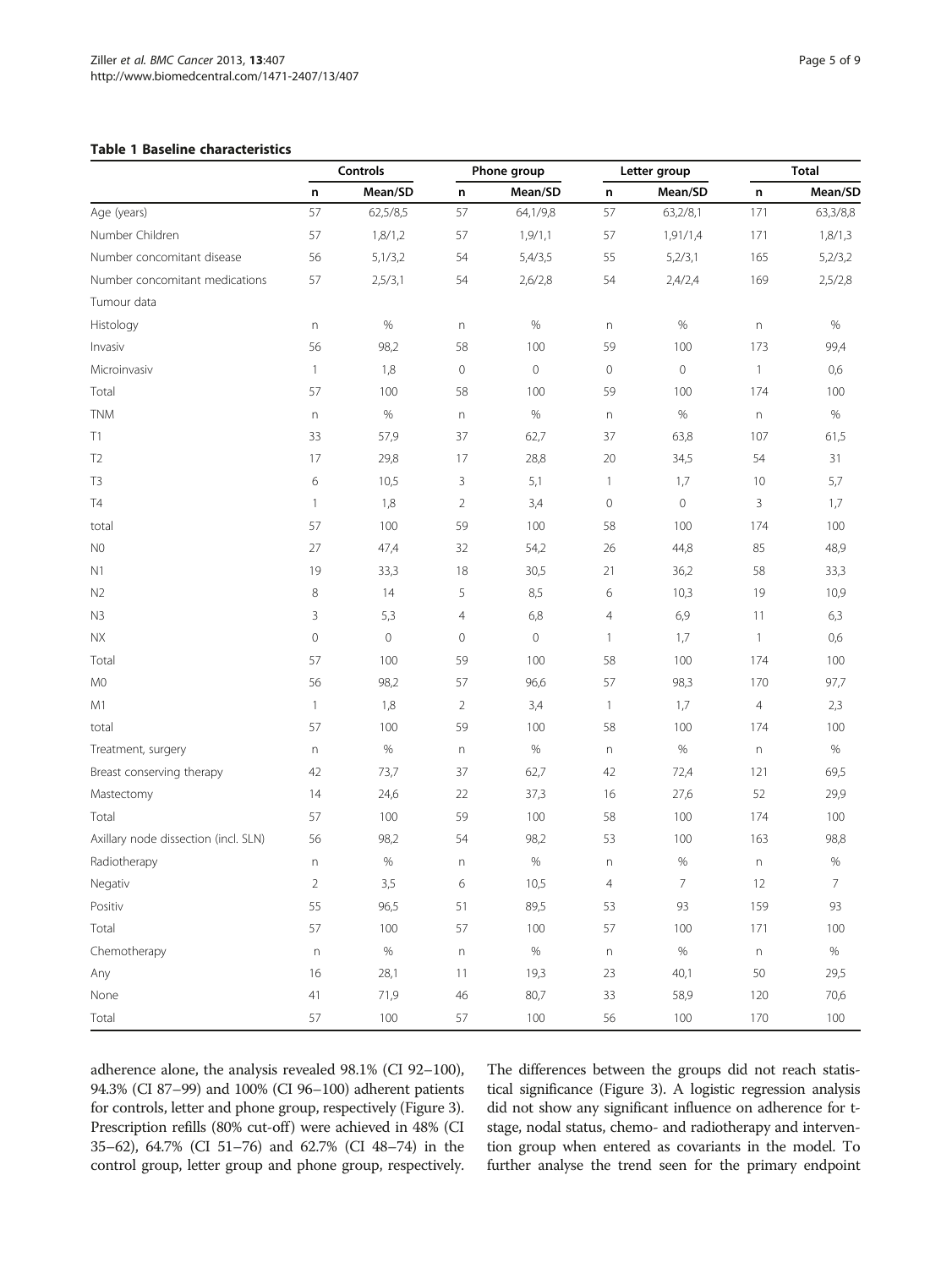**Table 1 Baseline characteristics**

| | Controls | | Phone group | | Letter group | | Total | |
|---|---|---|---|---|---|---|---|---|
| | n | Mean/SD | n | Mean/SD | n | Mean/SD | n | Mean/SD |
| Age (years) | 57 | 62,5/8,5 | 57 | 64,1/9,8 | 57 | 63,2/8,1 | 171 | 63,3/8,8 |
| Number Children | 57 | 1,8/1,2 | 57 | 1,9/1,1 | 57 | 1,91/1,4 | 171 | 1,8/1,3 |
| Number concomitant disease | 56 | 5,1/3,2 | 54 | 5,4/3,5 | 55 | 5,2/3,1 | 165 | 5,2/3,2 |
| Number concomitant medications | 57 | 2,5/3,1 | 54 | 2,6/2,8 | 54 | 2,4/2,4 | 169 | 2,5/2,8 |
| Tumour data | | | | | | | | |
| Histology | n | % | n | % | n | % | n | % |
| Invasiv | 56 | 98,2 | 58 | 100 | 59 | 100 | 173 | 99,4 |
| Microinvasiv | 1 | 1,8 | 0 | 0 | 0 | 0 | 1 | 0,6 |
| Total | 57 | 100 | 58 | 100 | 59 | 100 | 174 | 100 |
| TNM | n | % | n | % | n | % | n | % |
| T1 | 33 | 57,9 | 37 | 62,7 | 37 | 63,8 | 107 | 61,5 |
| T2 | 17 | 29,8 | 17 | 28,8 | 20 | 34,5 | 54 | 31 |
| T3 | 6 | 10,5 | 3 | 5,1 | 1 | 1,7 | 10 | 5,7 |
| T4 | 1 | 1,8 | 2 | 3,4 | 0 | 0 | 3 | 1,7 |
| total | 57 | 100 | 59 | 100 | 58 | 100 | 174 | 100 |
| N0 | 27 | 47,4 | 32 | 54,2 | 26 | 44,8 | 85 | 48,9 |
| N1 | 19 | 33,3 | 18 | 30,5 | 21 | 36,2 | 58 | 33,3 |
| N2 | 8 | 14 | 5 | 8,5 | 6 | 10,3 | 19 | 10,9 |
| N3 | 3 | 5,3 | 4 | 6,8 | 4 | 6,9 | 11 | 6,3 |
| NX | 0 | 0 | 0 | 0 | 1 | 1,7 | 1 | 0,6 |
| Total | 57 | 100 | 59 | 100 | 58 | 100 | 174 | 100 |
| M0 | 56 | 98,2 | 57 | 96,6 | 57 | 98,3 | 170 | 97,7 |
| M1 | 1 | 1,8 | 2 | 3,4 | 1 | 1,7 | 4 | 2,3 |
| total | 57 | 100 | 59 | 100 | 58 | 100 | 174 | 100 |
| Treatment, surgery | n | % | n | % | n | % | n | % |
| Breast conserving therapy | 42 | 73,7 | 37 | 62,7 | 42 | 72,4 | 121 | 69,5 |
| Mastectomy | 14 | 24,6 | 22 | 37,3 | 16 | 27,6 | 52 | 29,9 |
| Total | 57 | 100 | 59 | 100 | 58 | 100 | 174 | 100 |
| Axillary node dissection (incl. SLN) | 56 | 98,2 | 54 | 98,2 | 53 | 100 | 163 | 98,8 |
| Radiotherapy | n | % | n | % | n | % | n | % |
| Negativ | 2 | 3,5 | 6 | 10,5 | 4 | 7 | 12 | 7 |
| Positiv | 55 | 96,5 | 51 | 89,5 | 53 | 93 | 159 | 93 |
| Total | 57 | 100 | 57 | 100 | 57 | 100 | 171 | 100 |
| Chemotherapy | n | % | n | % | n | % | n | % |
| Any | 16 | 28,1 | 11 | 19,3 | 23 | 40,1 | 50 | 29,5 |
| None | 41 | 71,9 | 46 | 80,7 | 33 | 58,9 | 120 | 70,6 |
| Total | 57 | 100 | 57 | 100 | 56 | 100 | 170 | 100 |

adherence alone, the analysis revealed 98.1% (CI 92–100), 94.3% (CI 87–99) and 100% (CI 96–100) adherent patients for controls, letter and phone group, respectively (Figure 3). Prescription refills (80% cut-off) were achieved in 48% (CI 35–62), 64.7% (CI 51–76) and 62.7% (CI 48–74) in the control group, letter group and phone group, respectively. The differences between the groups did not reach statistical significance (Figure 3). A logistic regression analysis did not show any significant influence on adherence for t-stage, nodal status, chemo- and radiotherapy and intervention group when entered as covariants in the model. To further analyse the trend seen for the primary endpoint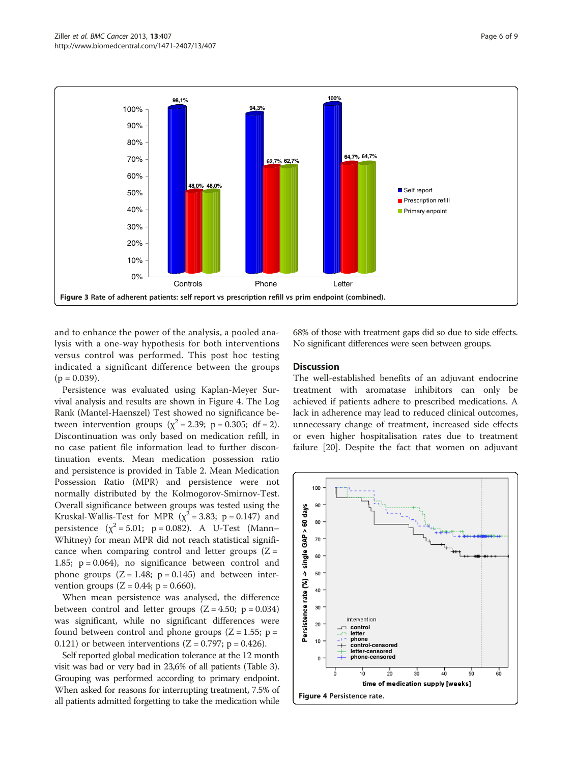Figure 3 Rate of adherent patients: self report vs prescription refill vs prim endpoint (combined).

and to enhance the power of the analysis, a pooled analysis with a one-way hypothesis for both interventions versus control was performed. This post hoc testing indicated a significant difference between the groups ($p = 0.039$).

Persistence was evaluated using Kaplan-Meyer Survival analysis and results are shown in Figure 4. The Log Rank (Mantel-Haenszel) Test showed no significance between intervention groups ($\chi^2 = 2.39$; $p = 0.305$; $df = 2$). Discontinuation was only based on medication refill, in no case patient file information lead to further discontinuation events. Mean medication possession ratio and persistence is provided in Table 2. Mean Medication Possession Ratio (MPR) and persistence were not normally distributed by the Kolmogorov-Smirnov-Test. Overall significance between groups was tested using the Kruskal-Wallis-Test for MPR ($\chi^2 = 3.83$; $p = 0.147$) and persistence ($\chi^2 = 5.01$; $p = 0.082$). A U-Test (Mann–Whitney) for mean MPR did not reach statistical significance when comparing control and letter groups ($Z = 1.85$; $p = 0.064$), no significance between control and phone groups ($Z = 1.48$; $p = 0.145$) and between intervention groups ($Z = 0.44$; $p = 0.660$).

When mean persistence was analysed, the difference between control and letter groups ($Z = 4.50$; $p = 0.034$) was significant, while no significant differences were found between control and phone groups ($Z = 1.55$; $p = 0.121$) or between interventions ($Z = 0.797$; $p = 0.426$).

Self reported global medication tolerance at the 12 month visit was bad or very bad in 23,6% of all patients (Table 3). Grouping was performed according to primary endpoint. When asked for reasons for interrupting treatment, 7.5% of all patients admitted forgetting to take the medication while 68% of those with treatment gaps did so due to side effects. No significant differences were seen between groups.

## Discussion

The well-established benefits of an adjuvant endocrine treatment with aromatase inhibitors can only be achieved if patients adhere to prescribed medications. A lack in adherence may lead to reduced clinical outcomes, unnecessary change of treatment, increased side effects or even higher hospitalisation rates due to treatment failure [20]. Despite the fact that women on adjuvant

Figure 4 Persistence rate.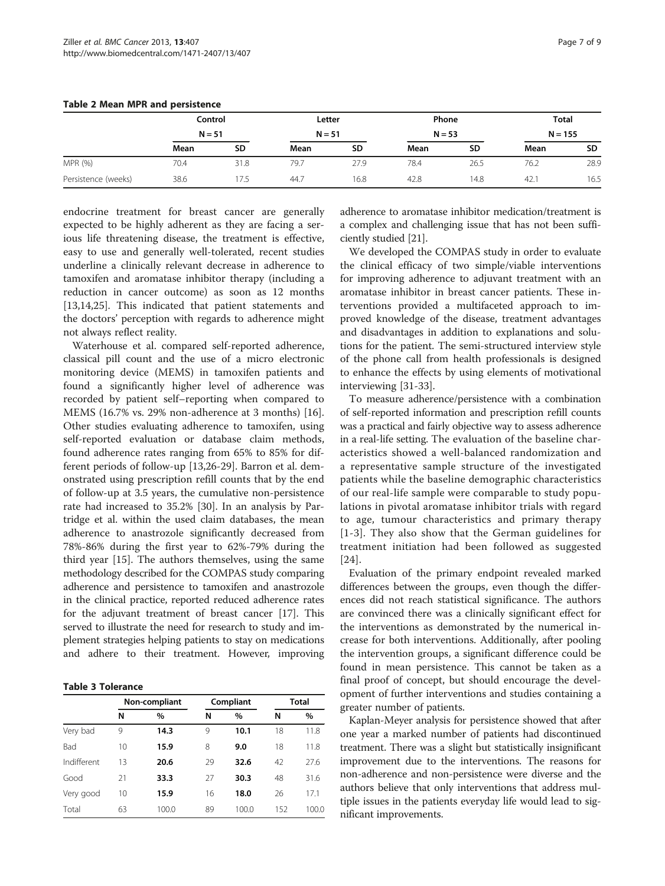**Table 2 Mean MPR and persistence**

| | Control | | Letter | | Phone | | Total | |
|---|---|---|---|---|---|---|---|---|
| | N = 51 | | N = 51 | | N = 53 | | N = 155 | |
| | Mean | SD | Mean | SD | Mean | SD | Mean | SD |
| MPR (%) | 70.4 | 31.8 | 79.7 | 27.9 | 78.4 | 26.5 | 76.2 | 28.9 |
| Persistence (weeks) | 38.6 | 17.5 | 44.7 | 16.8 | 42.8 | 14.8 | 42.1 | 16.5 |

endocrine treatment for breast cancer are generally expected to be highly adherent as they are facing a serious life threatening disease, the treatment is effective, easy to use and generally well-tolerated, recent studies underline a clinically relevant decrease in adherence to tamoxifen and aromatase inhibitor therapy (including a reduction in cancer outcome) as soon as 12 months [13,14,25]. This indicated that patient statements and the doctors' perception with regards to adherence might not always reflect reality.

Waterhouse et al. compared self-reported adherence, classical pill count and the use of a micro electronic monitoring device (MEMS) in tamoxifen patients and found a significantly higher level of adherence was recorded by patient self–reporting when compared to MEMS (16.7% vs. 29% non-adherence at 3 months) [16]. Other studies evaluating adherence to tamoxifen, using self-reported evaluation or database claim methods, found adherence rates ranging from 65% to 85% for different periods of follow-up [13,26-29]. Barron et al. demonstrated using prescription refill counts that by the end of follow-up at 3.5 years, the cumulative non-persistence rate had increased to 35.2% [30]. In an analysis by Partridge et al. within the used claim databases, the mean adherence to anastrozole significantly decreased from 78%-86% during the first year to 62%-79% during the third year [15]. The authors themselves, using the same methodology described for the COMPAS study comparing adherence and persistence to tamoxifen and anastrozole in the clinical practice, reported reduced adherence rates for the adjuvant treatment of breast cancer [17]. This served to illustrate the need for research to study and implement strategies helping patients to stay on medications and adhere to their treatment. However, improving adherence to aromatase inhibitor medication/treatment is a complex and challenging issue that has not been sufficiently studied [21].

**Table 3 Tolerance**

| | Non-compliant | | Compliant | | Total | |
|---|---|---|---|---|---|---|
| | N | % | N | % | N | % |
| Very bad | 9 | **14.3** | 9 | **10.1** | 18 | 11.8 |
| Bad | 10 | **15.9** | 8 | **9.0** | 18 | 11.8 |
| Indifferent | 13 | **20.6** | 29 | **32.6** | 42 | 27.6 |
| Good | 21 | **33.3** | 27 | **30.3** | 48 | 31.6 |
| Very good | 10 | **15.9** | 16 | **18.0** | 26 | 17.1 |
| Total | 63 | 100.0 | 89 | 100.0 | 152 | 100.0 |

We developed the COMPAS study in order to evaluate the clinical efficacy of two simple/viable interventions for improving adherence to adjuvant treatment with an aromatase inhibitor in breast cancer patients. These interventions provided a multifaceted approach to improved knowledge of the disease, treatment advantages and disadvantages in addition to explanations and solutions for the patient. The semi-structured interview style of the phone call from health professionals is designed to enhance the effects by using elements of motivational interviewing [31-33].

To measure adherence/persistence with a combination of self-reported information and prescription refill counts was a practical and fairly objective way to assess adherence in a real-life setting. The evaluation of the baseline characteristics showed a well-balanced randomization and a representative sample structure of the investigated patients while the baseline demographic characteristics of our real-life sample were comparable to study populations in pivotal aromatase inhibitor trials with regard to age, tumour characteristics and primary therapy [1-3]. They also show that the German guidelines for treatment initiation had been followed as suggested [24].

Evaluation of the primary endpoint revealed marked differences between the groups, even though the differences did not reach statistical significance. The authors are convinced there was a clinically significant effect for the interventions as demonstrated by the numerical increase for both interventions. Additionally, after pooling the intervention groups, a significant difference could be found in mean persistence. This cannot be taken as a final proof of concept, but should encourage the development of further interventions and studies containing a greater number of patients.

Kaplan-Meyer analysis for persistence showed that after one year a marked number of patients had discontinued treatment. There was a slight but statistically insignificant improvement due to the interventions. The reasons for non-adherence and non-persistence were diverse and the authors believe that only interventions that address multiple issues in the patients everyday life would lead to significant improvements.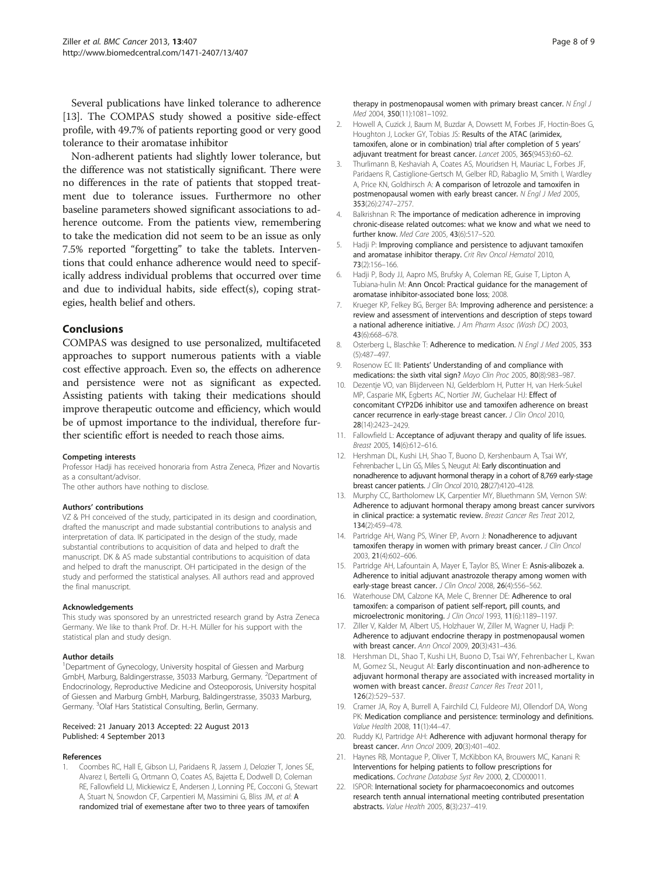Several publications have linked tolerance to adherence [13]. The COMPAS study showed a positive side-effect profile, with 49.7% of patients reporting good or very good tolerance to their aromatase inhibitor

Non-adherent patients had slightly lower tolerance, but the difference was not statistically significant. There were no differences in the rate of patients that stopped treatment due to tolerance issues. Furthermore no other baseline parameters showed significant associations to adherence outcome. From the patients view, remembering to take the medication did not seem to be an issue as only 7.5% reported "forgetting" to take the tablets. Interventions that could enhance adherence would need to specifically address individual problems that occurred over time and due to individual habits, side effect(s), coping strategies, health belief and others.

## Conclusions

COMPAS was designed to use personalized, multifaceted approaches to support numerous patients with a viable cost effective approach. Even so, the effects on adherence and persistence were not as significant as expected. Assisting patients with taking their medications should improve therapeutic outcome and efficiency, which would be of upmost importance to the individual, therefore further scientific effort is needed to reach those aims.

#### Competing interests

Professor Hadji has received honoraria from Astra Zeneca, Pfizer and Novartis as a consultant/advisor.
The other authors have nothing to disclose.

#### Authors' contributions

VZ & PH conceived of the study, participated in its design and coordination, drafted the manuscript and made substantial contributions to analysis and interpretation of data. IK participated in the design of the study, made substantial contributions to acquisition of data and helped to draft the manuscript. DK & AS made substantial contributions to acquisition of data and helped to draft the manuscript. OH participated in the design of the study and performed the statistical analyses. All authors read and approved the final manuscript.

#### Acknowledgements

This study was sponsored by an unrestricted research grand by Astra Zeneca Germany. We like to thank Prof. Dr. H.-H. Müller for his support with the statistical plan and study design.

#### Author details

[1]Department of Gynecology, University hospital of Giessen and Marburg GmbH, Marburg, Baldingerstrasse, 35033 Marburg, Germany. [2]Department of Endocrinology, Reproductive Medicine and Osteoporosis, University hospital of Giessen and Marburg GmbH, Marburg, Baldingerstrasse, 35033 Marburg, Germany. [3]Olaf Hars Statistical Consulting, Berlin, Germany.

Received: 21 January 2013 Accepted: 22 August 2013
Published: 4 September 2013

#### References

1. Coombes RC, Hall E, Gibson LJ, Paridaens R, Jassem J, Delozier T, Jones SE, Alvarez I, Bertelli G, Ortmann O, Coates AS, Bajetta E, Dodwell D, Coleman RE, Fallowfield LJ, Mickiewicz E, Andersen J, Lonning PE, Cocconi G, Stewart A, Stuart N, Snowdon CF, Carpentieri M, Massimini G, Bliss JM, *et al*: **A randomized trial of exemestane after two to three years of tamoxifen therapy in postmenopausal women with primary breast cancer.** *N Engl J Med* 2004, **350**(11):1081–1092.
2. Howell A, Cuzick J, Baum M, Buzdar A, Dowsett M, Forbes JF, Hoctin-Boes G, Houghton J, Locker GY, Tobias JS: **Results of the ATAC (arimidex, tamoxifen, alone or in combination) trial after completion of 5 years' adjuvant treatment for breast cancer.** *Lancet* 2005, **365**(9453):60–62.
3. Thurlimann B, Keshaviah A, Coates AS, Mouridsen H, Mauriac L, Forbes JF, Paridaens R, Castiglione-Gertsch M, Gelber RD, Rabaglio M, Smith I, Wardley A, Price KN, Goldhirsch A: **A comparison of letrozole and tamoxifen in postmenopausal women with early breast cancer.** *N Engl J Med* 2005, **353**(26):2747–2757.
4. Balkrishnan R: **The importance of medication adherence in improving chronic-disease related outcomes: what we know and what we need to further know.** *Med Care* 2005, **43**(6):517–520.
5. Hadji P: **Improving compliance and persistence to adjuvant tamoxifen and aromatase inhibitor therapy.** *Crit Rev Oncol Hematol* 2010, **73**(2):156–166.
6. Hadji P, Body JJ, Aapro MS, Brufsky A, Coleman RE, Guise T, Lipton A, Tubiana-hulin M: **Ann Oncol: Practical guidance for the management of aromatase inhibitor-associated bone loss**; 2008.
7. Krueger KP, Felkey BG, Berger BA: **Improving adherence and persistence: a review and assessment of interventions and description of steps toward a national adherence initiative.** *J Am Pharm Assoc (Wash DC)* 2003, **43**(6):668–678.
8. Osterberg L, Blaschke T: **Adherence to medication.** *N Engl J Med* 2005, **353** (5):487–497.
9. Rosenow EC III: **Patients' Understanding of and compliance with medications: the sixth vital sign?** *Mayo Clin Proc* 2005, **80**(8):983–987.
10. Dezentje VO, van Blijderveen NJ, Gelderblom H, Putter H, van Herk-Sukel MP, Casparie MK, Egberts AC, Nortier JW, Guchelaar HJ: **Effect of concomitant CYP2D6 inhibitor use and tamoxifen adherence on breast cancer recurrence in early-stage breast cancer.** *J Clin Oncol* 2010, **28**(14):2423–2429.
11. Fallowfield L: **Acceptance of adjuvant therapy and quality of life issues.** *Breast* 2005, **14**(6):612–616.
12. Hershman DL, Kushi LH, Shao T, Buono D, Kershenbaum A, Tsai WY, Fehrenbacher L, Lin GS, Miles S, Neugut AI: **Early discontinuation and nonadherence to adjuvant hormonal therapy in a cohort of 8,769 early-stage breast cancer patients.** *J Clin Oncol* 2010, **28**(27):4120–4128.
13. Murphy CC, Bartholomew LK, Carpentier MY, Bluethmann SM, Vernon SW: **Adherence to adjuvant hormonal therapy among breast cancer survivors in clinical practice: a systematic review.** *Breast Cancer Res Treat* 2012, **134**(2):459–478.
14. Partridge AH, Wang PS, Winer EP, Avorn J: **Nonadherence to adjuvant tamoxifen therapy in women with primary breast cancer.** *J Clin Oncol* 2003, **21**(4):602–606.
15. Partridge AH, Lafountain A, Mayer E, Taylor BS, Winer E: **Asnis-alibozek a. Adherence to initial adjuvant anastrozole therapy among women with early-stage breast cancer.** *J Clin Oncol* 2008, **26**(4):556–562.
16. Waterhouse DM, Calzone KA, Mele C, Brenner DE: **Adherence to oral tamoxifen: a comparison of patient self-report, pill counts, and microelectronic monitoring.** *J Clin Oncol* 1993, **11**(6):1189–1197.
17. Ziller V, Kalder M, Albert US, Holzhauer W, Ziller M, Wagner U, Hadji P: **Adherence to adjuvant endocrine therapy in postmenopausal women with breast cancer.** *Ann Oncol* 2009, **20**(3):431–436.
18. Hershman DL, Shao T, Kushi LH, Buono D, Tsai WY, Fehrenbacher L, Kwan M, Gomez SL, Neugut AI: **Early discontinuation and non-adherence to adjuvant hormonal therapy are associated with increased mortality in women with breast cancer.** *Breast Cancer Res Treat* 2011, **126**(2):529–537.
19. Cramer JA, Roy A, Burrell A, Fairchild CJ, Fuldeore MJ, Ollendorf DA, Wong PK: **Medication compliance and persistence: terminology and definitions.** *Value Health* 2008, **11**(1):44–47.
20. Ruddy KJ, Partridge AH: **Adherence with adjuvant hormonal therapy for breast cancer.** *Ann Oncol* 2009, **20**(3):401–402.
21. Haynes RB, Montague P, Oliver T, McKibbon KA, Brouwers MC, Kanani R: **Interventions for helping patients to follow prescriptions for medications.** *Cochrane Database Syst Rev* 2000, **2**, CD000011.
22. ISPOR: **International society for pharmacoeconomics and outcomes research tenth annual international meeting contributed presentation abstracts.** *Value Health* 2005, **8**(3):237–419.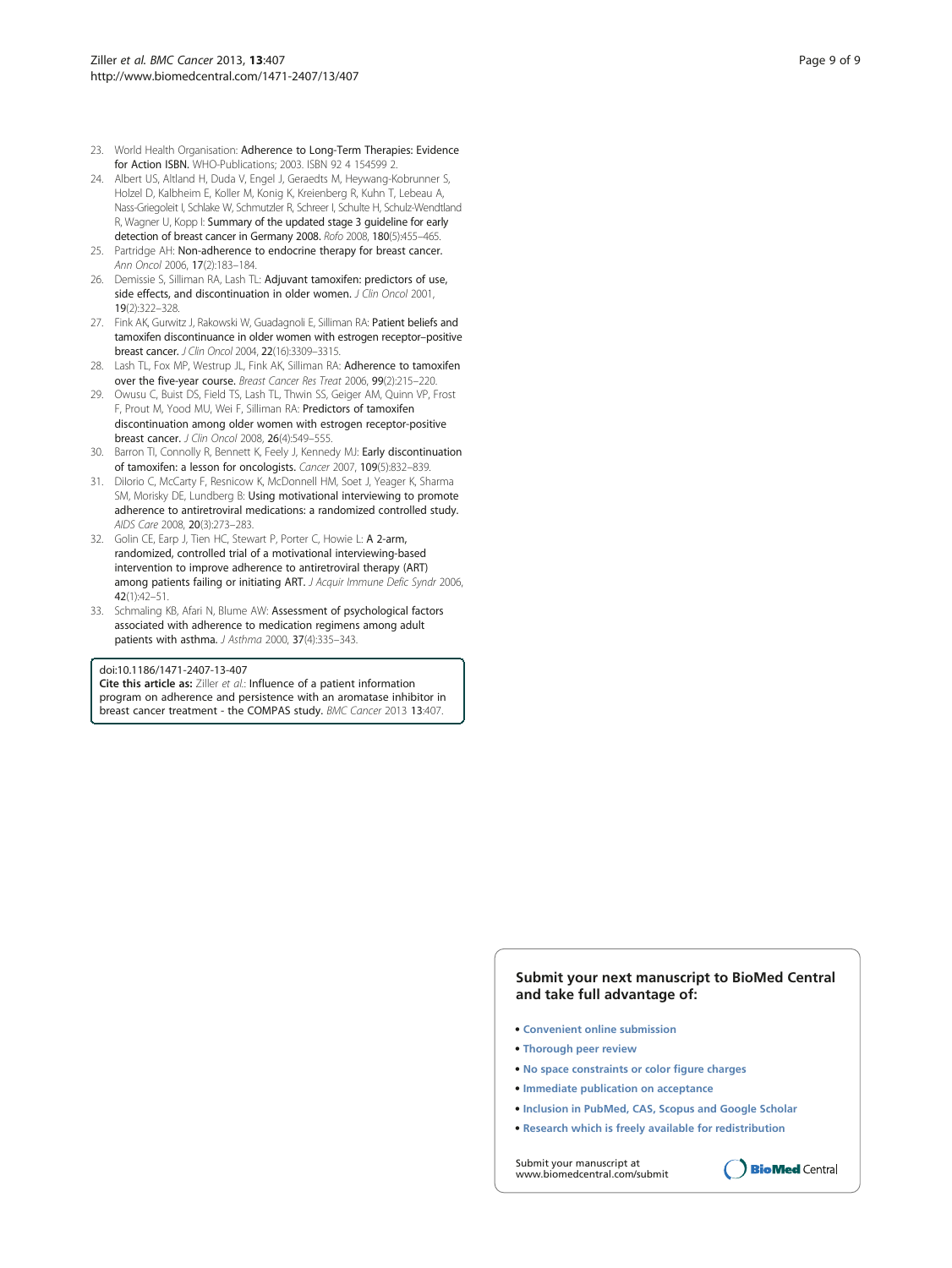23. World Health Organisation: **Adherence to Long-Term Therapies: Evidence for Action ISBN.** WHO-Publications; 2003. ISBN 92 4 154599 2.
24. Albert US, Altland H, Duda V, Engel J, Geraedts M, Heywang-Kobrunner S, Holzel D, Kalbheim E, Koller M, Konig K, Kreienberg R, Kuhn T, Lebeau A, Nass-Griegoleit I, Schlake W, Schmutzler R, Schreer I, Schulte H, Schulz-Wendtland R, Wagner U, Kopp I: **Summary of the updated stage 3 guideline for early detection of breast cancer in Germany 2008.** *Rofo* 2008, **180**(5):455–465.
25. Partridge AH: **Non-adherence to endocrine therapy for breast cancer.** *Ann Oncol* 2006, **17**(2):183–184.
26. Demissie S, Silliman RA, Lash TL: **Adjuvant tamoxifen: predictors of use, side effects, and discontinuation in older women.** *J Clin Oncol* 2001, **19**(2):322–328.
27. Fink AK, Gurwitz J, Rakowski W, Guadagnoli E, Silliman RA: **Patient beliefs and tamoxifen discontinuance in older women with estrogen receptor–positive breast cancer.** *J Clin Oncol* 2004, **22**(16):3309–3315.
28. Lash TL, Fox MP, Westrup JL, Fink AK, Silliman RA: **Adherence to tamoxifen over the five-year course.** *Breast Cancer Res Treat* 2006, **99**(2):215–220.
29. Owusu C, Buist DS, Field TS, Lash TL, Thwin SS, Geiger AM, Quinn VP, Frost F, Prout M, Yood MU, Wei F, Silliman RA: **Predictors of tamoxifen discontinuation among older women with estrogen receptor-positive breast cancer.** *J Clin Oncol* 2008, **26**(4):549–555.
30. Barron TI, Connolly R, Bennett K, Feely J, Kennedy MJ: **Early discontinuation of tamoxifen: a lesson for oncologists.** *Cancer* 2007, **109**(5):832–839.
31. Dilorio C, McCarty F, Resnicow K, McDonnell HM, Soet J, Yeager K, Sharma SM, Morisky DE, Lundberg B: **Using motivational interviewing to promote adherence to antiretroviral medications: a randomized controlled study.** *AIDS Care* 2008, **20**(3):273–283.
32. Golin CE, Earp J, Tien HC, Stewart P, Porter C, Howie L: **A 2-arm, randomized, controlled trial of a motivational interviewing-based intervention to improve adherence to antiretroviral therapy (ART) among patients failing or initiating ART.** *J Acquir Immune Defic Syndr* 2006, **42**(1):42–51.
33. Schmaling KB, Afari N, Blume AW: **Assessment of psychological factors associated with adherence to medication regimens among adult patients with asthma.** *J Asthma* 2000, **37**(4):335–343.

doi:10.1186/1471-2407-13-407
**Cite this article as:** Ziller *et al.*: Influence of a patient information program on adherence and persistence with an aromatase inhibitor in breast cancer treatment - the COMPAS study. *BMC Cancer* 2013 **13**:407.

**Submit your next manuscript to BioMed Central and take full advantage of:**

- **Convenient online submission**
- **Thorough peer review**
- **No space constraints or color figure charges**
- **Immediate publication on acceptance**
- **Inclusion in PubMed, CAS, Scopus and Google Scholar**
- **Research which is freely available for redistribution**

Submit your manuscript at
www.biomedcentral.com/submit

BioMed Central